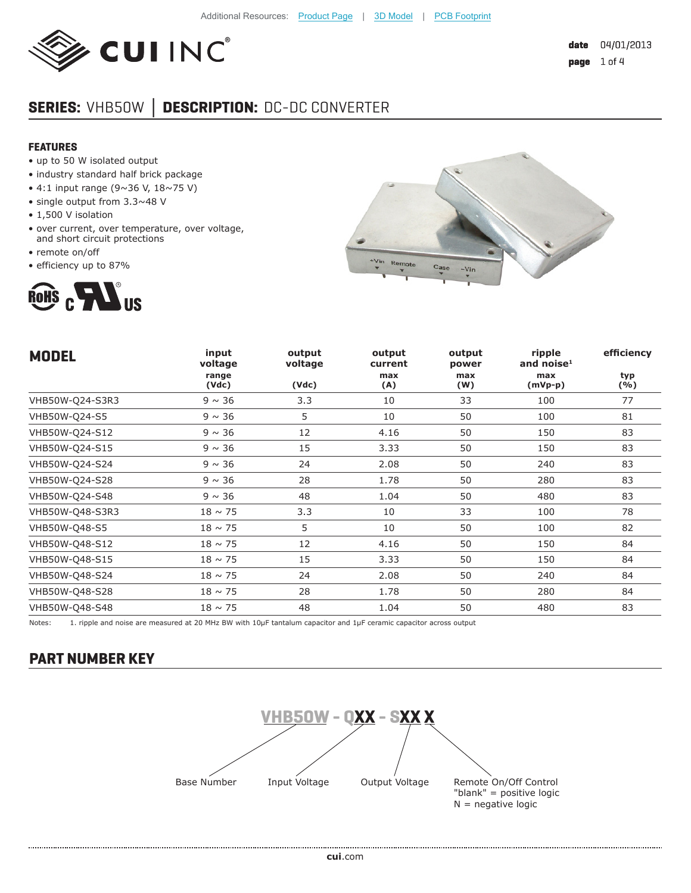Additional Resources: Product Page | 3D Model | PCB Footprint

# CUI INC

date 04/01/2013

## SERIES: VHB50W │ DESCRIPTION: DC-DC CONVERTER

### FEATURES

- up to 50 W isolated output
- industry standard half brick package
- 4:1 input range (9~36 V, 18~75 V)
- single output from 3.3~48 V
- 1,500 V isolation
- over current, over temperature, over voltage, and short circuit protections
- remote on/off
- efficiency up to 87%

| MODEL | input voltage range (Vdc) | output voltage (Vdc) | output current max (A) | output power max (W) | ripple and noise[1] max (mVp-p) | efficiency typ (%) |
|---|---|---|---|---|---|---|
| VHB50W-Q24-S3R3 | 9 ~ 36 | 3.3 | 10 | 33 | 100 | 77 |
| VHB50W-Q24-S5 | 9 ~ 36 | 5 | 10 | 50 | 100 | 81 |
| VHB50W-Q24-S12 | 9 ~ 36 | 12 | 4.16 | 50 | 150 | 83 |
| VHB50W-Q24-S15 | 9 ~ 36 | 15 | 3.33 | 50 | 150 | 83 |
| VHB50W-Q24-S24 | 9 ~ 36 | 24 | 2.08 | 50 | 240 | 83 |
| VHB50W-Q24-S28 | 9 ~ 36 | 28 | 1.78 | 50 | 280 | 83 |
| VHB50W-Q24-S48 | 9 ~ 36 | 48 | 1.04 | 50 | 480 | 83 |
| VHB50W-Q48-S3R3 | 18 ~ 75 | 3.3 | 10 | 33 | 100 | 78 |
| VHB50W-Q48-S5 | 18 ~ 75 | 5 | 10 | 50 | 100 | 82 |
| VHB50W-Q48-S12 | 18 ~ 75 | 12 | 4.16 | 50 | 150 | 84 |
| VHB50W-Q48-S15 | 18 ~ 75 | 15 | 3.33 | 50 | 150 | 84 |
| VHB50W-Q48-S24 | 18 ~ 75 | 24 | 2.08 | 50 | 240 | 84 |
| VHB50W-Q48-S28 | 18 ~ 75 | 28 | 1.78 | 50 | 280 | 84 |
| VHB50W-Q48-S48 | 18 ~ 75 | 48 | 1.04 | 50 | 480 | 83 |

Notes: 1. ripple and noise are measured at 20 MHz BW with 10μF tantalum capacitor and 1μF ceramic capacitor across output

## PART NUMBER KEY

**VHB50W - QXX - SXX X**

- Base Number: VHB50W
- Input Voltage: QXX
- Output Voltage: SXX
- Remote On/Off Control: X
  - "blank" = positive logic
  - N = negative logic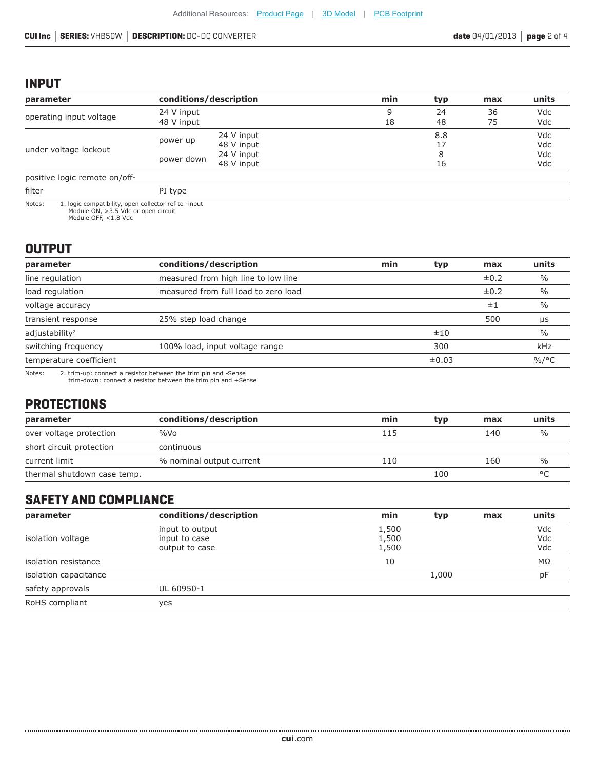## INPUT

| parameter | conditions/description | | min | typ | max | units |
|---|---|---|---|---|---|---|
| operating input voltage | 24 V input<br>48 V input | | 9<br>18 | 24<br>48 | 36<br>75 | Vdc<br>Vdc |
| under voltage lockout | power up | 24 V input<br>48 V input | | 8.8<br>17 | | Vdc<br>Vdc |
| | power down | 24 V input<br>48 V input | | 8<br>16 | | Vdc<br>Vdc |
| positive logic remote on/off[1] | | | | | | |
| filter | PI type | | | | | |

Notes: 1. logic compatibility, open collector ref to -input
Module ON, >3.5 Vdc or open circuit
Module OFF, <1.8 Vdc

## OUTPUT

| parameter | conditions/description | min | typ | max | units |
|---|---|---|---|---|---|
| line regulation | measured from high line to low line | | | ±0.2 | % |
| load regulation | measured from full load to zero load | | | ±0.2 | % |
| voltage accuracy | | | | ±1 | % |
| transient response | 25% step load change | | | 500 | μs |
| adjustability[2] | | | ±10 | | % |
| switching frequency | 100% load, input voltage range | | 300 | | kHz |
| temperature coefficient | | | ±0.03 | | %/°C |

Notes: 2. trim-up: connect a resistor between the trim pin and -Sense
trim-down: connect a resistor between the trim pin and +Sense

## PROTECTIONS

| parameter | conditions/description | min | typ | max | units |
|---|---|---|---|---|---|
| over voltage protection | %Vo | 115 | | 140 | % |
| short circuit protection | continuous | | | | |
| current limit | % nominal output current | 110 | | 160 | % |
| thermal shutdown case temp. | | | 100 | | °C |

## SAFETY AND COMPLIANCE

| parameter | conditions/description | min | typ | max | units |
|---|---|---|---|---|---|
| isolation voltage | input to output<br>input to case<br>output to case | 1,500<br>1,500<br>1,500 | | | Vdc<br>Vdc<br>Vdc |
| isolation resistance | | 10 | | | MΩ |
| isolation capacitance | | | 1,000 | | pF |
| safety approvals | UL 60950-1 | | | | |
| RoHS compliant | yes | | | | |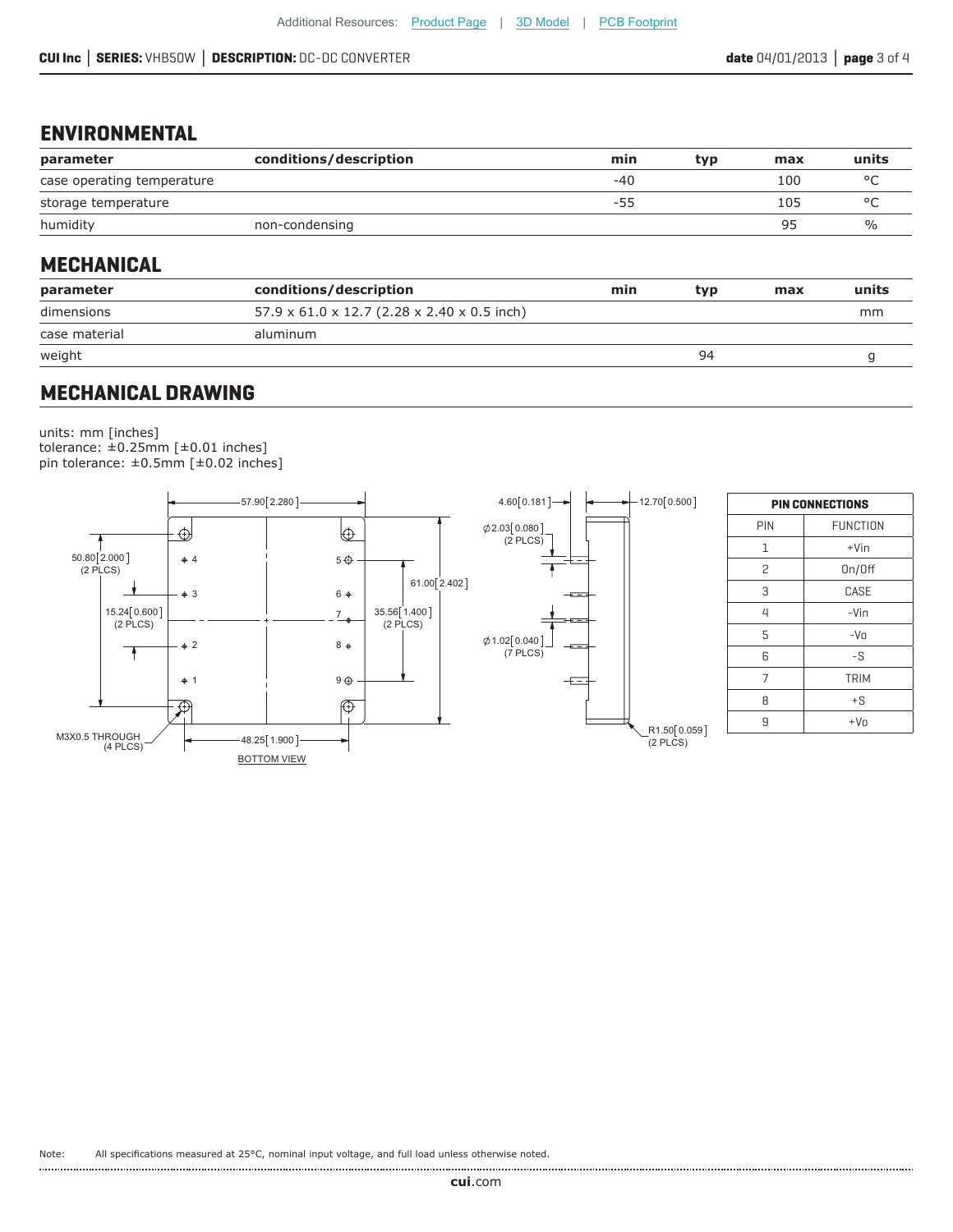## ENVIRONMENTAL

| parameter | conditions/description | min | typ | max | units |
|---|---|---|---|---|---|
| case operating temperature | | -40 | | 100 | °C |
| storage temperature | | -55 | | 105 | °C |
| humidity | non-condensing | | | 95 | % |

## MECHANICAL

| parameter | conditions/description | min | typ | max | units |
|---|---|---|---|---|---|
| dimensions | 57.9 x 61.0 x 12.7 (2.28 x 2.40 x 0.5 inch) | | | | mm |
| case material | aluminum | | | | |
| weight | | | 94 | | g |

## MECHANICAL DRAWING

units: mm [inches]
tolerance: ±0.25mm [±0.01 inches]
pin tolerance: ±0.5mm [±0.02 inches]

57.90[2.280]
50.80[2.000] (2 PLCS)
15.24[0.600] (2 PLCS)
61.00[2.402]
35.56[1.400] (2 PLCS)
M3X0.5 THROUGH (4 PLCS)
48.25[1.900]
BOTTOM VIEW

4.60[0.181]
12.70[0.500]
⌀2.03[0.080] (2 PLCS)
⌀1.02[0.040] (7 PLCS)
R1.50[0.059] (2 PLCS)

| PIN CONNECTIONS | |
|---|---|
| PIN | FUNCTION |
| 1 | +Vin |
| 2 | On/Off |
| 3 | CASE |
| 4 | -Vin |
| 5 | -Vo |
| 6 | -S |
| 7 | TRIM |
| 8 | +S |
| 9 | +Vo |

Note: All specifications measured at 25°C, nominal input voltage, and full load unless otherwise noted.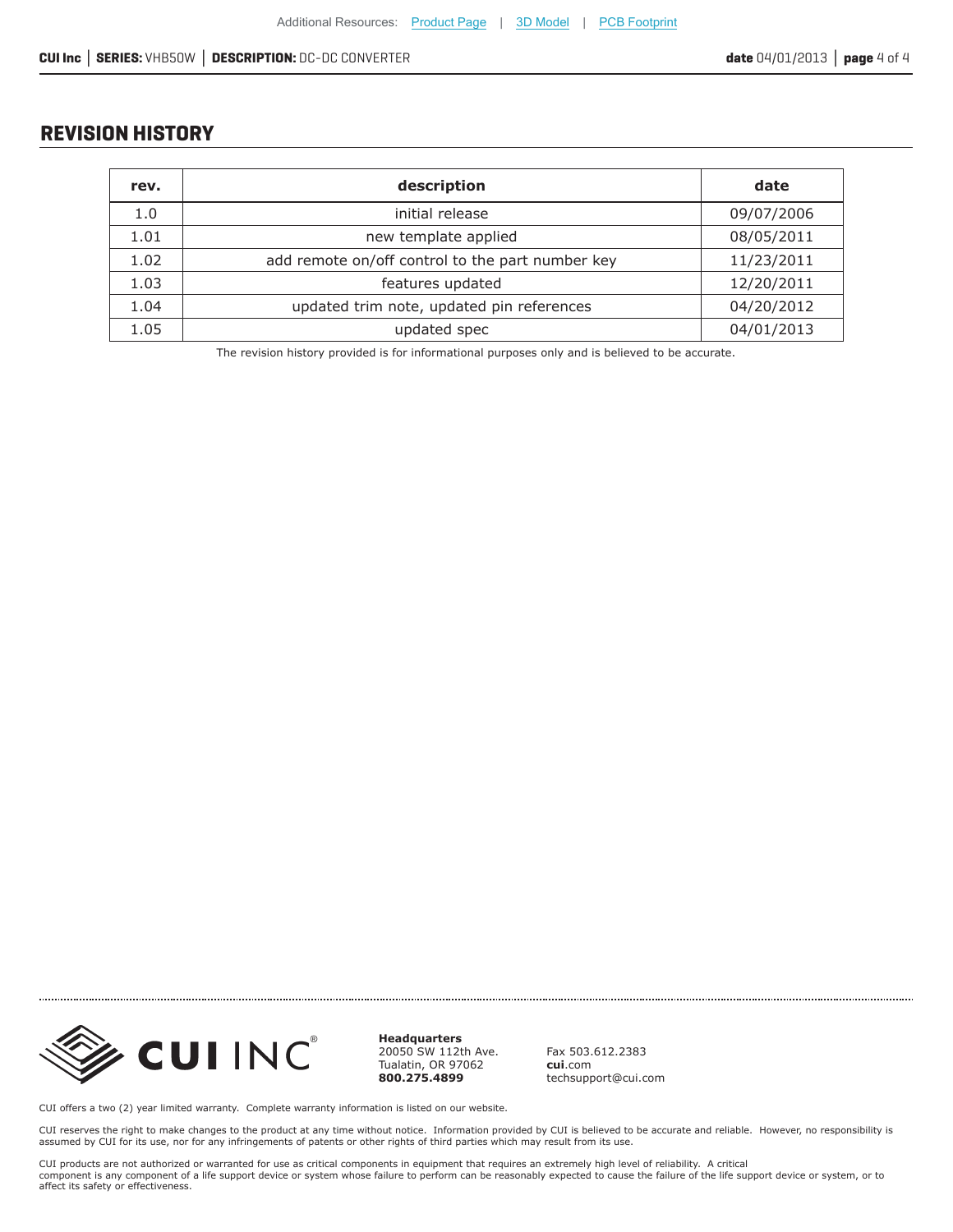## REVISION HISTORY

| rev. | description | date |
|---|---|---|
| 1.0 | initial release | 09/07/2006 |
| 1.01 | new template applied | 08/05/2011 |
| 1.02 | add remote on/off control to the part number key | 11/23/2011 |
| 1.03 | features updated | 12/20/2011 |
| 1.04 | updated trim note, updated pin references | 04/20/2012 |
| 1.05 | updated spec | 04/01/2013 |

The revision history provided is for informational purposes only and is believed to be accurate.

**Headquarters**
20050 SW 112th Ave.
Tualatin, OR 97062
**800.275.4899**

Fax 503.612.2383
**cui**.com
techsupport@cui.com

CUI offers a two (2) year limited warranty. Complete warranty information is listed on our website.

CUI reserves the right to make changes to the product at any time without notice. Information provided by CUI is believed to be accurate and reliable. However, no responsibility is assumed by CUI for its use, nor for any infringements of patents or other rights of third parties which may result from its use.

CUI products are not authorized or warranted for use as critical components in equipment that requires an extremely high level of reliability. A critical component is any component of a life support device or system whose failure to perform can be reasonably expected to cause the failure of the life support device or system, or to affect its safety or effectiveness.